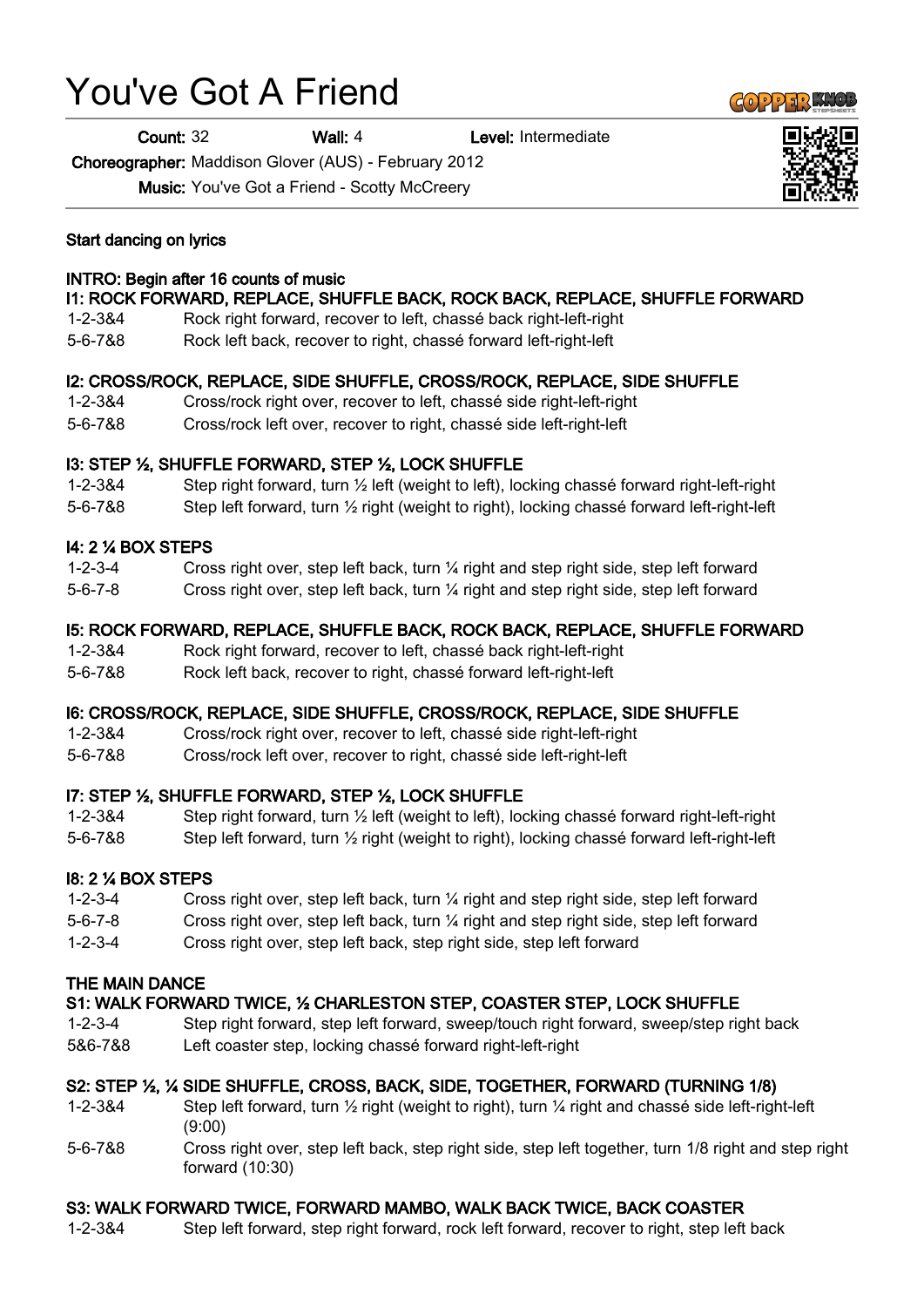// A step sheet: title, metadata, and step counts with descriptions //

# You've Got A Friend

**Count:** 32 **Wall:** 4 **Level:** Intermediate

**Choreographer:** Maddison Glover (AUS) - February 2012

**Music:** You've Got a Friend - Scotty McCreery

**Start dancing on lyrics**

**INTRO: Begin after 16 counts of music**

**I1: ROCK FORWARD, REPLACE, SHUFFLE BACK, ROCK BACK, REPLACE, SHUFFLE FORWARD**

| | |
|---|---|
| 1-2-3&4 | Rock right forward, recover to left, chassé back right-left-right |
| 5-6-7&8 | Rock left back, recover to right, chassé forward left-right-left |

**I2: CROSS/ROCK, REPLACE, SIDE SHUFFLE, CROSS/ROCK, REPLACE, SIDE SHUFFLE**

| | |
|---|---|
| 1-2-3&4 | Cross/rock right over, recover to left, chassé side right-left-right |
| 5-6-7&8 | Cross/rock left over, recover to right, chassé side left-right-left |

**I3: STEP ½, SHUFFLE FORWARD, STEP ½, LOCK SHUFFLE**

| | |
|---|---|
| 1-2-3&4 | Step right forward, turn ½ left (weight to left), locking chassé forward right-left-right |
| 5-6-7&8 | Step left forward, turn ½ right (weight to right), locking chassé forward left-right-left |

**I4: 2 ¼ BOX STEPS**

| | |
|---|---|
| 1-2-3-4 | Cross right over, step left back, turn ¼ right and step right side, step left forward |
| 5-6-7-8 | Cross right over, step left back, turn ¼ right and step right side, step left forward |

**I5: ROCK FORWARD, REPLACE, SHUFFLE BACK, ROCK BACK, REPLACE, SHUFFLE FORWARD**

| | |
|---|---|
| 1-2-3&4 | Rock right forward, recover to left, chassé back right-left-right |
| 5-6-7&8 | Rock left back, recover to right, chassé forward left-right-left |

**I6: CROSS/ROCK, REPLACE, SIDE SHUFFLE, CROSS/ROCK, REPLACE, SIDE SHUFFLE**

| | |
|---|---|
| 1-2-3&4 | Cross/rock right over, recover to left, chassé side right-left-right |
| 5-6-7&8 | Cross/rock left over, recover to right, chassé side left-right-left |

**I7: STEP ½, SHUFFLE FORWARD, STEP ½, LOCK SHUFFLE**

| | |
|---|---|
| 1-2-3&4 | Step right forward, turn ½ left (weight to left), locking chassé forward right-left-right |
| 5-6-7&8 | Step left forward, turn ½ right (weight to right), locking chassé forward left-right-left |

**I8: 2 ¼ BOX STEPS**

| | |
|---|---|
| 1-2-3-4 | Cross right over, step left back, turn ¼ right and step right side, step left forward |
| 5-6-7-8 | Cross right over, step left back, turn ¼ right and step right side, step left forward |
| 1-2-3-4 | Cross right over, step left back, step right side, step left forward |

**THE MAIN DANCE**

**S1: WALK FORWARD TWICE, ½ CHARLESTON STEP, COASTER STEP, LOCK SHUFFLE**

| | |
|---|---|
| 1-2-3-4 | Step right forward, step left forward, sweep/touch right forward, sweep/step right back |
| 5&6-7&8 | Left coaster step, locking chassé forward right-left-right |

**S2: STEP ½, ¼ SIDE SHUFFLE, CROSS, BACK, SIDE, TOGETHER, FORWARD (TURNING 1/8)**

| | |
|---|---|
| 1-2-3&4 | Step left forward, turn ½ right (weight to right), turn ¼ right and chassé side left-right-left (9:00) |
| 5-6-7&8 | Cross right over, step left back, step right side, step left together, turn 1/8 right and step right forward (10:30) |

**S3: WALK FORWARD TWICE, FORWARD MAMBO, WALK BACK TWICE, BACK COASTER**

| | |
|---|---|
| 1-2-3&4 | Step left forward, step right forward, rock left forward, recover to right, step left back |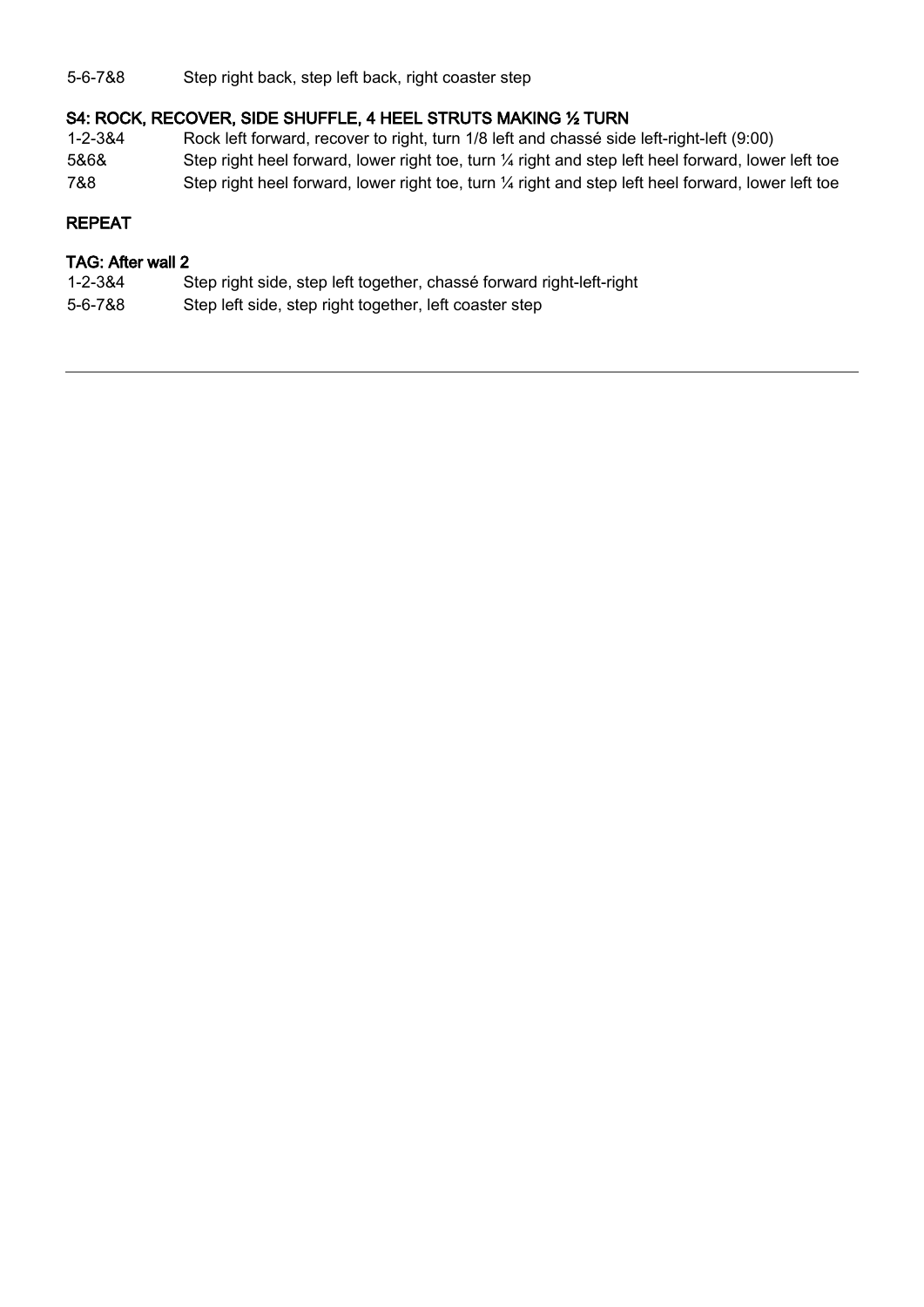| | |
|---|---|
| 5-6-7&8 | Step right back, step left back, right coaster step |

### S4: ROCK, RECOVER, SIDE SHUFFLE, 4 HEEL STRUTS MAKING ½ TURN

| | |
|---|---|
| 1-2-3&4 | Rock left forward, recover to right, turn 1/8 left and chassé side left-right-left (9:00) |
| 5&6& | Step right heel forward, lower right toe, turn ¼ right and step left heel forward, lower left toe |
| 7&8 | Step right heel forward, lower right toe, turn ¼ right and step left heel forward, lower left toe |

### REPEAT

### TAG: After wall 2

| | |
|---|---|
| 1-2-3&4 | Step right side, step left together, chassé forward right-left-right |
| 5-6-7&8 | Step left side, step right together, left coaster step |

---